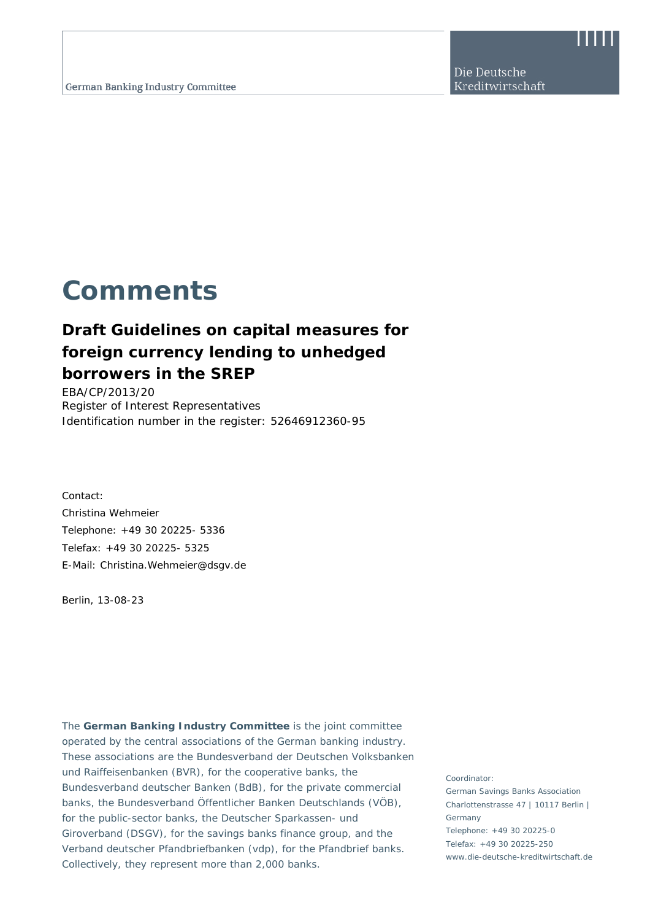German Banking Industry Committee

Die Deutsche Kreditwirtschaft

# Comments

## Draft Guidelines on capital measures for foreign currency lending to unhedged borrowers in the SREP

EBA/CP/2013/20
Register of Interest Representatives
Identification number in the register: 52646912360-95

Contact:
Christina Wehmeier
Telephone: +49 30 20225- 5336
Telefax: +49 30 20225- 5325
E-Mail: Christina.Wehmeier@dsgv.de

Berlin, 13-08-23

The **German Banking Industry Committee** is the joint committee operated by the central associations of the German banking industry. These associations are the Bundesverband der Deutschen Volksbanken und Raiffeisenbanken (BVR), for the cooperative banks, the Bundesverband deutscher Banken (BdB), for the private commercial banks, the Bundesverband Öffentlicher Banken Deutschlands (VÖB), for the public-sector banks, the Deutscher Sparkassen- und Giroverband (DSGV), for the savings banks finance group, and the Verband deutscher Pfandbriefbanken (vdp), for the Pfandbrief banks. Collectively, they represent more than 2,000 banks.

Coordinator:
German Savings Banks Association
Charlottenstrasse 47 | 10117 Berlin | Germany
Telephone: +49 30 20225-0
Telefax: +49 30 20225-250
www.die-deutsche-kreditwirtschaft.de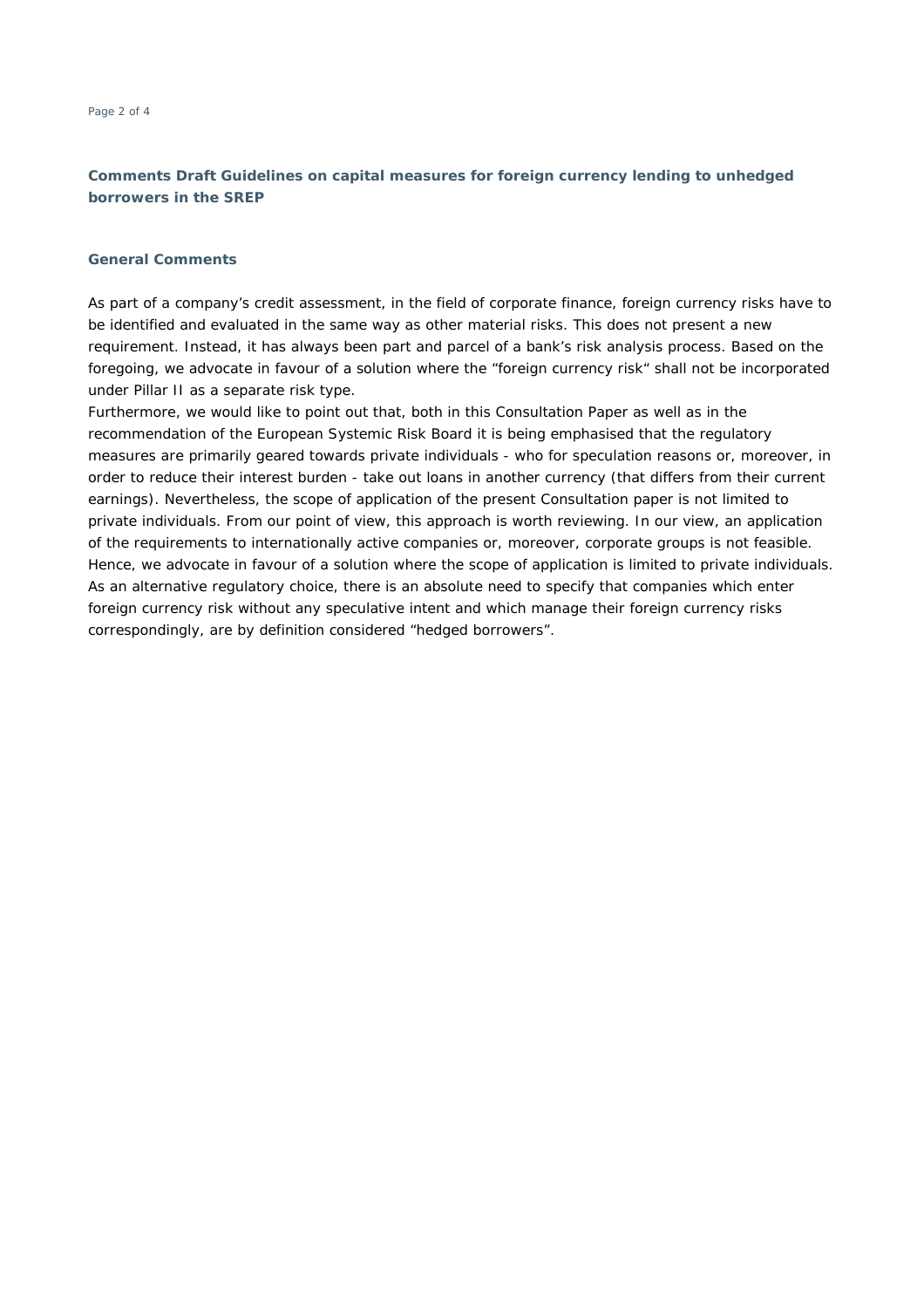## Comments Draft Guidelines on capital measures for foreign currency lending to unhedged borrowers in the SREP

### General Comments

As part of a company's credit assessment, in the field of corporate finance, foreign currency risks have to be identified and evaluated in the same way as other material risks. This does not present a new requirement. Instead, it has always been part and parcel of a bank's risk analysis process. Based on the foregoing, we advocate in favour of a solution where the "foreign currency risk" shall not be incorporated under Pillar II as a separate risk type.

Furthermore, we would like to point out that, both in this Consultation Paper as well as in the recommendation of the European Systemic Risk Board it is being emphasised that the regulatory measures are primarily geared towards private individuals - who for speculation reasons or, moreover, in order to reduce their interest burden - take out loans in another currency (that differs from their current earnings). Nevertheless, the scope of application of the present Consultation paper is not limited to private individuals. From our point of view, this approach is worth reviewing. In our view, an application of the requirements to internationally active companies or, moreover, corporate groups is not feasible. Hence, we advocate in favour of a solution where the scope of application is limited to private individuals. As an alternative regulatory choice, there is an absolute need to specify that companies which enter foreign currency risk without any speculative intent and which manage their foreign currency risks correspondingly, are by definition considered "hedged borrowers".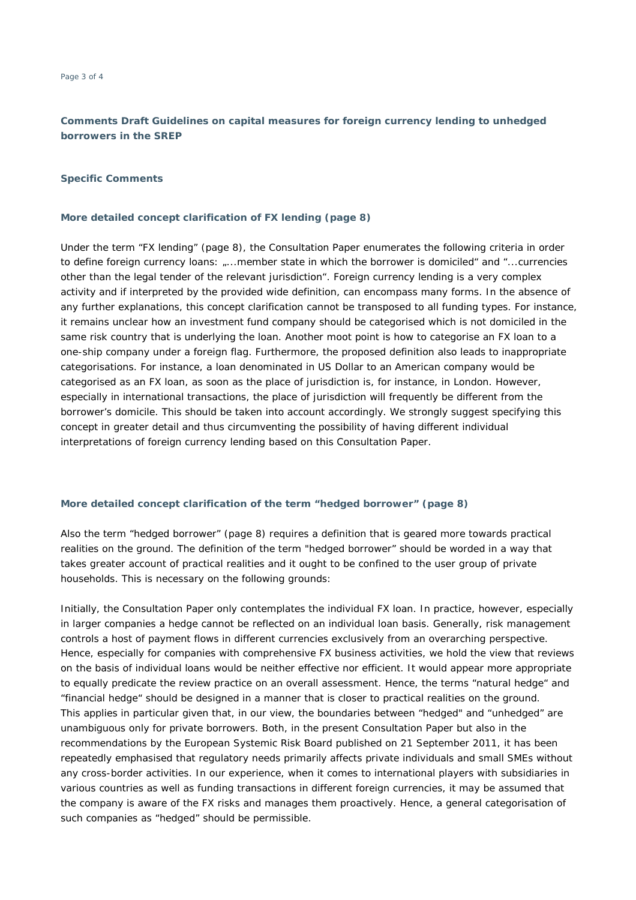**Comments Draft Guidelines on capital measures for foreign currency lending to unhedged borrowers in the SREP**

**Specific Comments**

**More detailed concept clarification of FX lending (page 8)**

Under the term "FX lending" (page 8), the Consultation Paper enumerates the following criteria in order to define foreign currency loans: „...member state in which the borrower is domiciled" and "...currencies other than the legal tender of the relevant jurisdiction". Foreign currency lending is a very complex activity and if interpreted by the provided wide definition, can encompass many forms. In the absence of any further explanations, this concept clarification cannot be transposed to all funding types. For instance, it remains unclear how an investment fund company should be categorised which is not domiciled in the same risk country that is underlying the loan. Another moot point is how to categorise an FX loan to a one-ship company under a foreign flag. Furthermore, the proposed definition also leads to inappropriate categorisations. For instance, a loan denominated in US Dollar to an American company would be categorised as an FX loan, as soon as the place of jurisdiction is, for instance, in London. However, especially in international transactions, the place of jurisdiction will frequently be different from the borrower's domicile. This should be taken into account accordingly. We strongly suggest specifying this concept in greater detail and thus circumventing the possibility of having different individual interpretations of foreign currency lending based on this Consultation Paper.

**More detailed concept clarification of the term "hedged borrower" (page 8)**

Also the term "hedged borrower" (page 8) requires a definition that is geared more towards practical realities on the ground. The definition of the term "hedged borrower" should be worded in a way that takes greater account of practical realities and it ought to be confined to the user group of private households. This is necessary on the following grounds:

Initially, the Consultation Paper only contemplates the individual FX loan. In practice, however, especially in larger companies a hedge cannot be reflected on an individual loan basis. Generally, risk management controls a host of payment flows in different currencies exclusively from an overarching perspective. Hence, especially for companies with comprehensive FX business activities, we hold the view that reviews on the basis of individual loans would be neither effective nor efficient. It would appear more appropriate to equally predicate the review practice on an overall assessment. Hence, the terms "natural hedge" and "financial hedge" should be designed in a manner that is closer to practical realities on the ground. This applies in particular given that, in our view, the boundaries between "hedged" and "unhedged" are unambiguous only for private borrowers. Both, in the present Consultation Paper but also in the recommendations by the European Systemic Risk Board published on 21 September 2011, it has been repeatedly emphasised that regulatory needs primarily affects private individuals and small SMEs without any cross-border activities. In our experience, when it comes to international players with subsidiaries in various countries as well as funding transactions in different foreign currencies, it may be assumed that the company is aware of the FX risks and manages them proactively. Hence, a general categorisation of such companies as "hedged" should be permissible.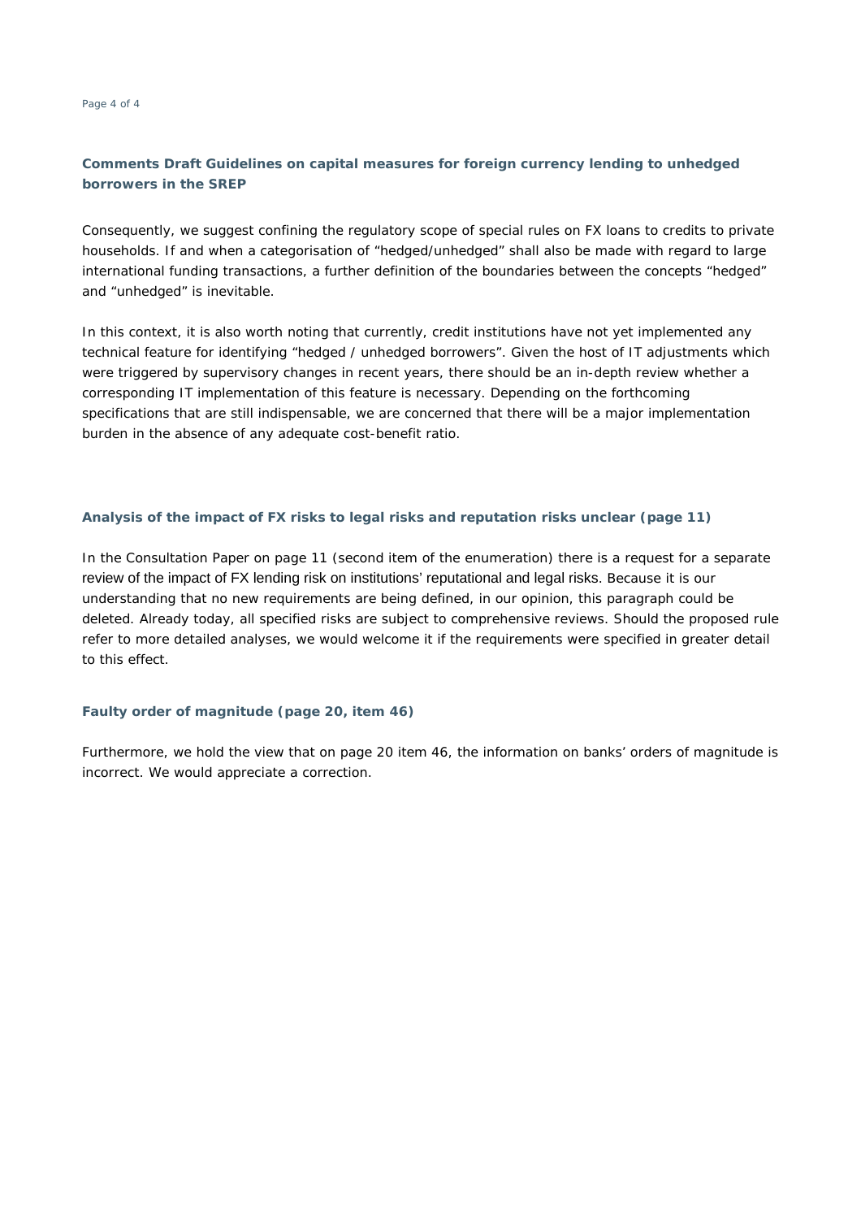## Comments Draft Guidelines on capital measures for foreign currency lending to unhedged borrowers in the SREP

Consequently, we suggest confining the regulatory scope of special rules on FX loans to credits to private households. If and when a categorisation of "hedged/unhedged" shall also be made with regard to large international funding transactions, a further definition of the boundaries between the concepts "hedged" and "unhedged" is inevitable.

In this context, it is also worth noting that currently, credit institutions have not yet implemented any technical feature for identifying "hedged / unhedged borrowers". Given the host of IT adjustments which were triggered by supervisory changes in recent years, there should be an in-depth review whether a corresponding IT implementation of this feature is necessary. Depending on the forthcoming specifications that are still indispensable, we are concerned that there will be a major implementation burden in the absence of any adequate cost-benefit ratio.

### Analysis of the impact of FX risks to legal risks and reputation risks unclear (page 11)

In the Consultation Paper on page 11 (second item of the enumeration) there is a request for a separate review of the impact of FX lending risk on institutions' reputational and legal risks. Because it is our understanding that no new requirements are being defined, in our opinion, this paragraph could be deleted. Already today, all specified risks are subject to comprehensive reviews. Should the proposed rule refer to more detailed analyses, we would welcome it if the requirements were specified in greater detail to this effect.

### Faulty order of magnitude (page 20, item 46)

Furthermore, we hold the view that on page 20 item 46, the information on banks' orders of magnitude is incorrect. We would appreciate a correction.